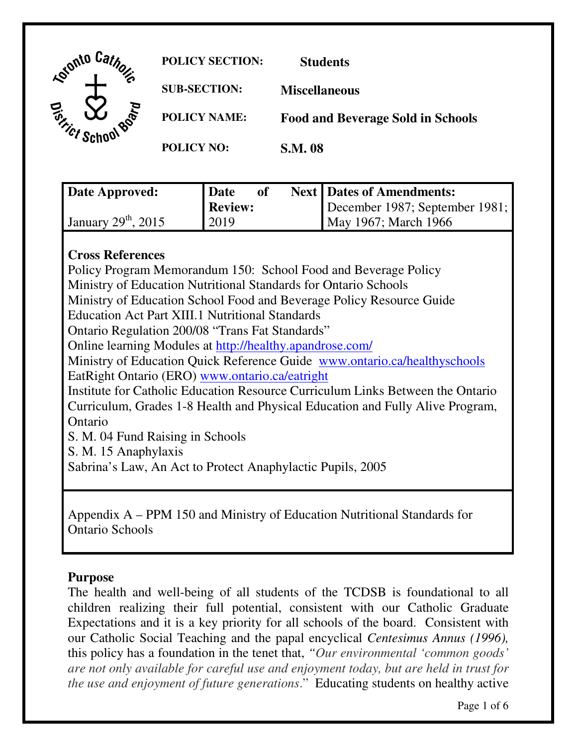| | |
|---|---|
| **POLICY SECTION:** | **Students** |
| **SUB-SECTION:** | **Miscellaneous** |
| **POLICY NAME:** | **Food and Beverage Sold in Schools** |
| **POLICY NO:** | **S.M. 08** |

| **Date Approved:** | **Date of Next Review:** | **Dates of Amendments:** |
|---|---|---|
| January 29th, 2015 | 2019 | December 1987; September 1981; May 1967; March 1966 |

**Cross References**

Policy Program Memorandum 150: School Food and Beverage Policy
Ministry of Education Nutritional Standards for Ontario Schools
Ministry of Education School Food and Beverage Policy Resource Guide
Education Act Part XIII.1 Nutritional Standards
Ontario Regulation 200/08 "Trans Fat Standards"
Online learning Modules at http://healthy.apandrose.com/
Ministry of Education Quick Reference Guide www.ontario.ca/healthyschools
EatRight Ontario (ERO) www.ontario.ca/eatright
Institute for Catholic Education Resource Curriculum Links Between the Ontario Curriculum, Grades 1-8 Health and Physical Education and Fully Alive Program, Ontario
S. M. 04 Fund Raising in Schools
S. M. 15 Anaphylaxis
Sabrina's Law, An Act to Protect Anaphylactic Pupils, 2005

Appendix A – PPM 150 and Ministry of Education Nutritional Standards for Ontario Schools

**Purpose**

The health and well-being of all students of the TCDSB is foundational to all children realizing their full potential, consistent with our Catholic Graduate Expectations and it is a key priority for all schools of the board. Consistent with our Catholic Social Teaching and the papal encyclical *Centesimus Annus (1996),* this policy has a foundation in the tenet that, *"Our environmental 'common goods' are not only available for careful use and enjoyment today, but are held in trust for the use and enjoyment of future generations*." Educating students on healthy active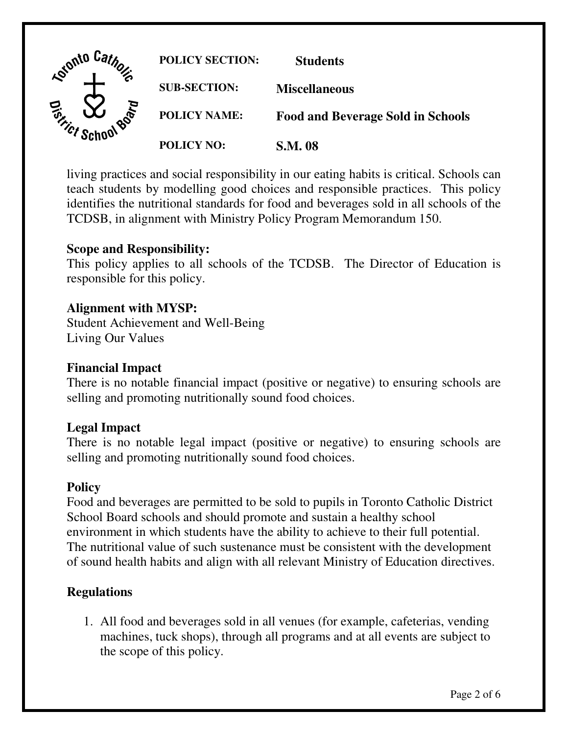living practices and social responsibility in our eating habits is critical. Schools can teach students by modelling good choices and responsible practices. This policy identifies the nutritional standards for food and beverages sold in all schools of the TCDSB, in alignment with Ministry Policy Program Memorandum 150.

**Scope and Responsibility:**
This policy applies to all schools of the TCDSB. The Director of Education is responsible for this policy.

**Alignment with MYSP:**
Student Achievement and Well-Being
Living Our Values

**Financial Impact**
There is no notable financial impact (positive or negative) to ensuring schools are selling and promoting nutritionally sound food choices.

**Legal Impact**
There is no notable legal impact (positive or negative) to ensuring schools are selling and promoting nutritionally sound food choices.

**Policy**
Food and beverages are permitted to be sold to pupils in Toronto Catholic District School Board schools and should promote and sustain a healthy school environment in which students have the ability to achieve to their full potential. The nutritional value of such sustenance must be consistent with the development of sound health habits and align with all relevant Ministry of Education directives.

**Regulations**

1. All food and beverages sold in all venues (for example, cafeterias, vending machines, tuck shops), through all programs and at all events are subject to the scope of this policy.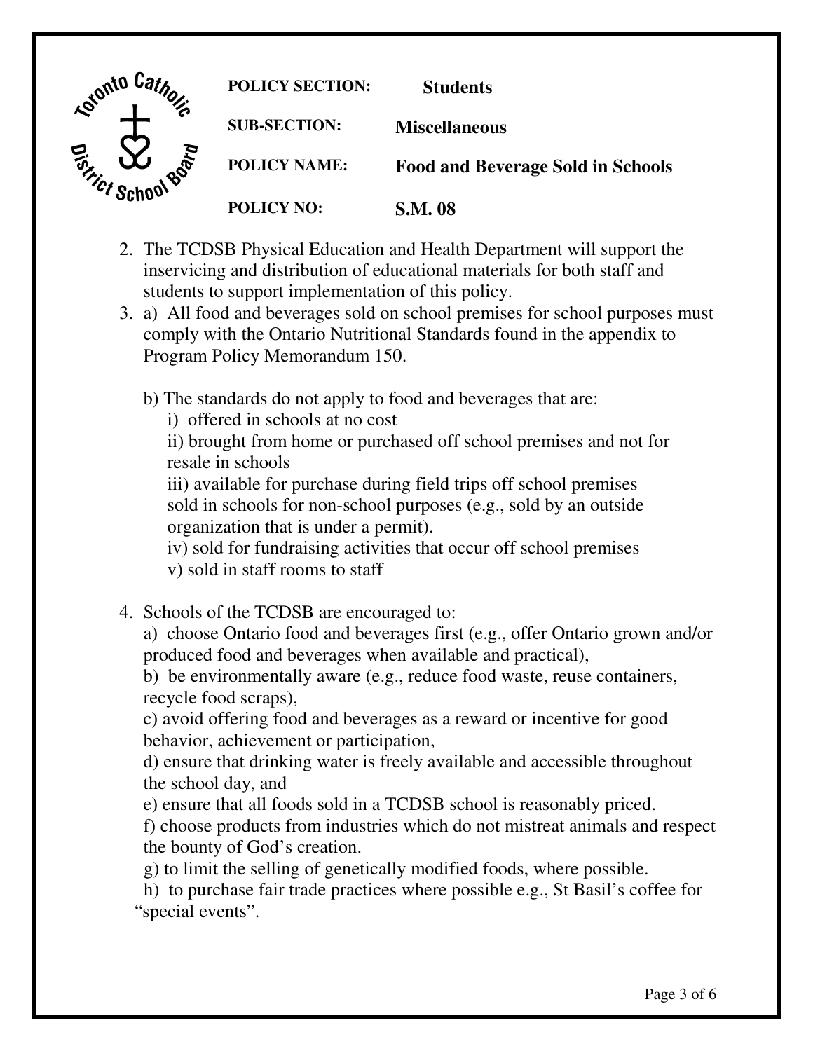| | | |
|---|---|---|
| | **POLICY SECTION:** | **Students** |
| | **SUB-SECTION:** | **Miscellaneous** |
| | **POLICY NAME:** | **Food and Beverage Sold in Schools** |
| | **POLICY NO:** | **S.M. 08** |

2. The TCDSB Physical Education and Health Department will support the inservicing and distribution of educational materials for both staff and students to support implementation of this policy.
3. a) All food and beverages sold on school premises for school purposes must comply with the Ontario Nutritional Standards found in the appendix to Program Policy Memorandum 150.

   b) The standards do not apply to food and beverages that are:
      i) offered in schools at no cost
      ii) brought from home or purchased off school premises and not for resale in schools
      iii) available for purchase during field trips off school premises sold in schools for non-school purposes (e.g., sold by an outside organization that is under a permit).
      iv) sold for fundraising activities that occur off school premises
      v) sold in staff rooms to staff

4. Schools of the TCDSB are encouraged to:
   a) choose Ontario food and beverages first (e.g., offer Ontario grown and/or produced food and beverages when available and practical),
   b) be environmentally aware (e.g., reduce food waste, reuse containers, recycle food scraps),
   c) avoid offering food and beverages as a reward or incentive for good behavior, achievement or participation,
   d) ensure that drinking water is freely available and accessible throughout the school day, and
   e) ensure that all foods sold in a TCDSB school is reasonably priced.
   f) choose products from industries which do not mistreat animals and respect the bounty of God's creation.
   g) to limit the selling of genetically modified foods, where possible.
   h) to purchase fair trade practices where possible e.g., St Basil's coffee for "special events".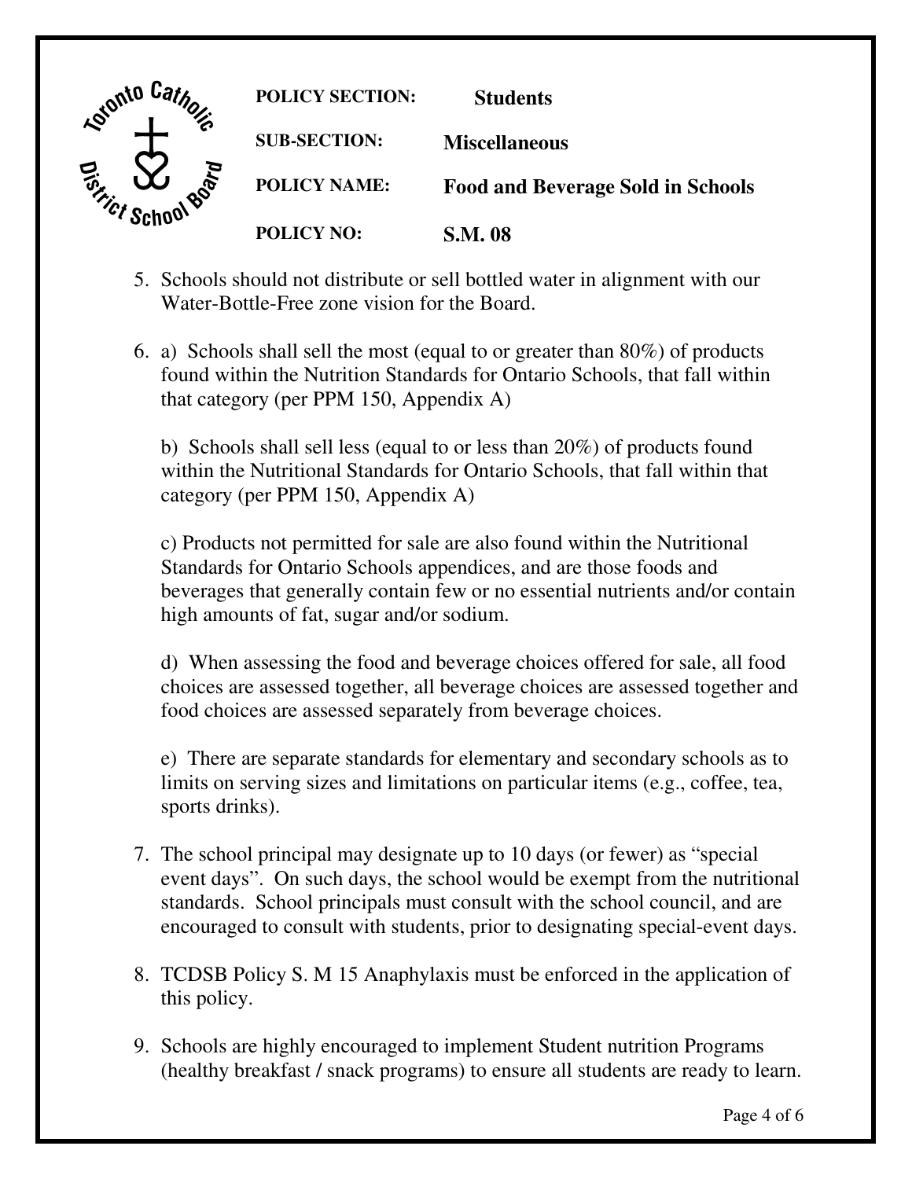5. Schools should not distribute or sell bottled water in alignment with our Water-Bottle-Free zone vision for the Board.

6. a) Schools shall sell the most (equal to or greater than 80%) of products found within the Nutrition Standards for Ontario Schools, that fall within that category (per PPM 150, Appendix A)

   b) Schools shall sell less (equal to or less than 20%) of products found within the Nutritional Standards for Ontario Schools, that fall within that category (per PPM 150, Appendix A)

   c) Products not permitted for sale are also found within the Nutritional Standards for Ontario Schools appendices, and are those foods and beverages that generally contain few or no essential nutrients and/or contain high amounts of fat, sugar and/or sodium.

   d) When assessing the food and beverage choices offered for sale, all food choices are assessed together, all beverage choices are assessed together and food choices are assessed separately from beverage choices.

   e) There are separate standards for elementary and secondary schools as to limits on serving sizes and limitations on particular items (e.g., coffee, tea, sports drinks).

7. The school principal may designate up to 10 days (or fewer) as "special event days". On such days, the school would be exempt from the nutritional standards. School principals must consult with the school council, and are encouraged to consult with students, prior to designating special-event days.

8. TCDSB Policy S. M 15 Anaphylaxis must be enforced in the application of this policy.

9. Schools are highly encouraged to implement Student nutrition Programs (healthy breakfast / snack programs) to ensure all students are ready to learn.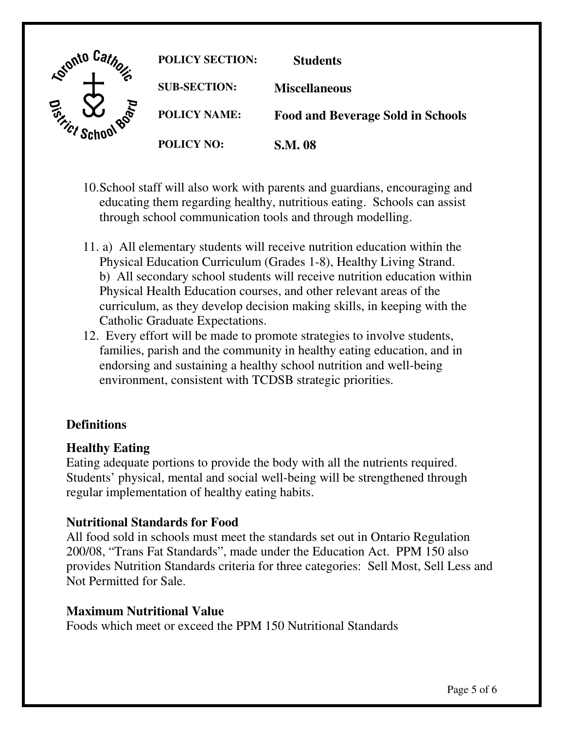10. School staff will also work with parents and guardians, encouraging and educating them regarding healthy, nutritious eating. Schools can assist through school communication tools and through modelling.

11. a) All elementary students will receive nutrition education within the Physical Education Curriculum (Grades 1-8), Healthy Living Strand.
    b) All secondary school students will receive nutrition education within Physical Health Education courses, and other relevant areas of the curriculum, as they develop decision making skills, in keeping with the Catholic Graduate Expectations.

12. Every effort will be made to promote strategies to involve students, families, parish and the community in healthy eating education, and in endorsing and sustaining a healthy school nutrition and well-being environment, consistent with TCDSB strategic priorities.

## Definitions

### Healthy Eating

Eating adequate portions to provide the body with all the nutrients required. Students' physical, mental and social well-being will be strengthened through regular implementation of healthy eating habits.

### Nutritional Standards for Food

All food sold in schools must meet the standards set out in Ontario Regulation 200/08, "Trans Fat Standards", made under the Education Act. PPM 150 also provides Nutrition Standards criteria for three categories: Sell Most, Sell Less and Not Permitted for Sale.

### Maximum Nutritional Value

Foods which meet or exceed the PPM 150 Nutritional Standards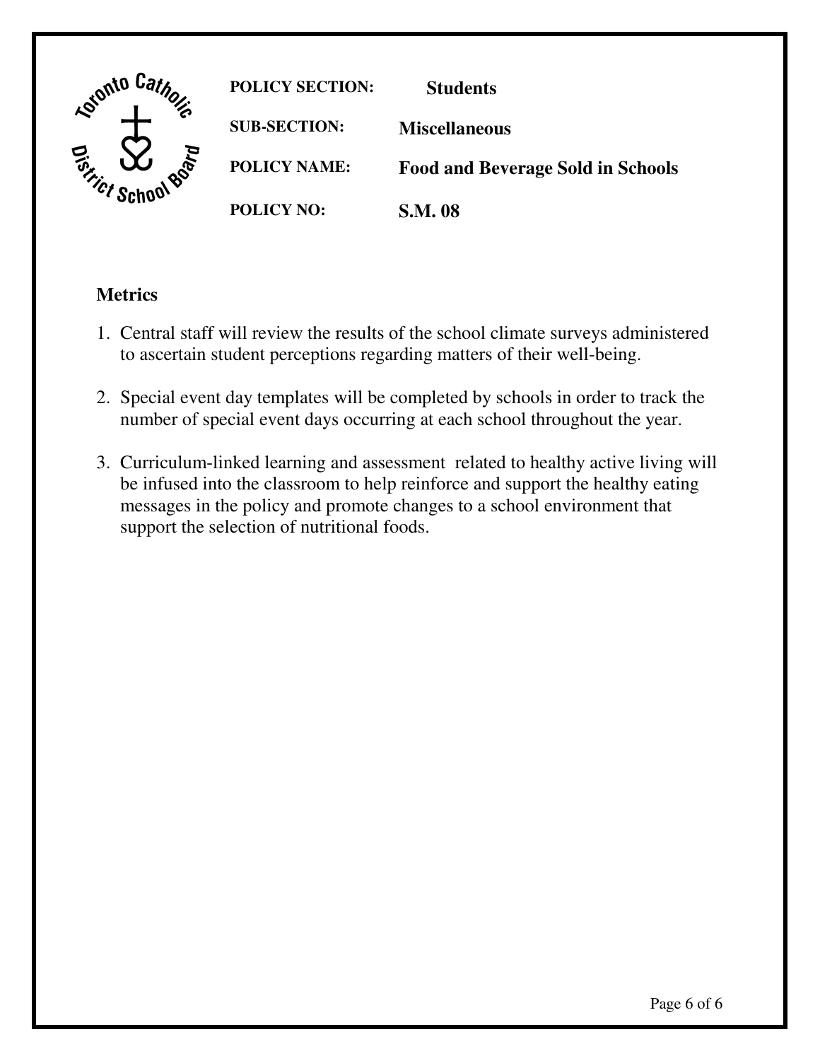| | |
|---|---|
| **POLICY SECTION:** | **Students** |
| **SUB-SECTION:** | **Miscellaneous** |
| **POLICY NAME:** | **Food and Beverage Sold in Schools** |
| **POLICY NO:** | **S.M. 08** |

## Metrics

1. Central staff will review the results of the school climate surveys administered to ascertain student perceptions regarding matters of their well-being.

2. Special event day templates will be completed by schools in order to track the number of special event days occurring at each school throughout the year.

3. Curriculum-linked learning and assessment related to healthy active living will be infused into the classroom to help reinforce and support the healthy eating messages in the policy and promote changes to a school environment that support the selection of nutritional foods.